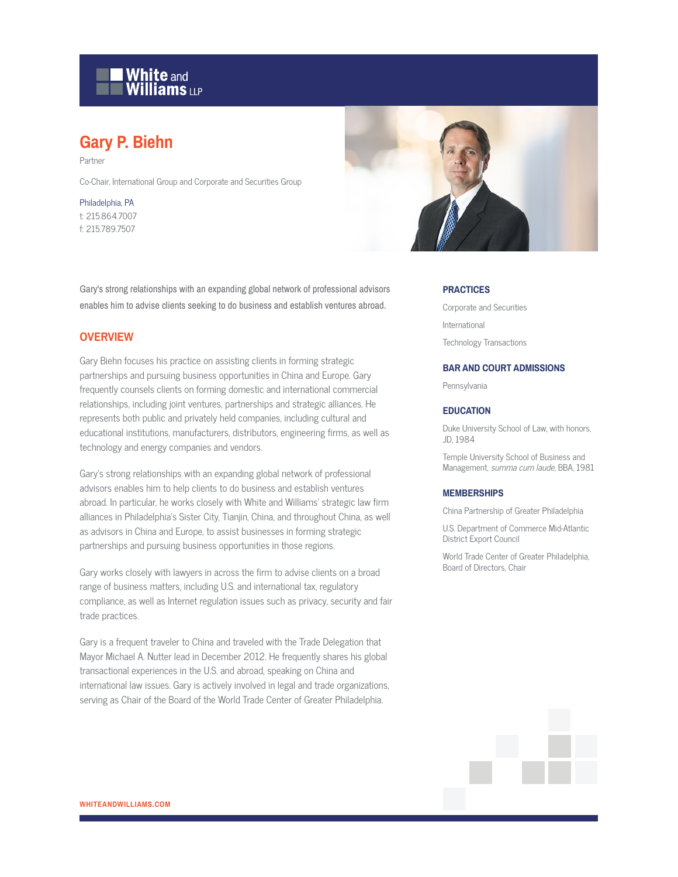# Gary P. Biehn

Partner

Co-Chair, International Group and Corporate and Securities Group

Philadelphia, PA
t: 215.864.7007
f: 215.789.7507

Gary's strong relationships with an expanding global network of professional advisors enables him to advise clients seeking to do business and establish ventures abroad.

## OVERVIEW

Gary Biehn focuses his practice on assisting clients in forming strategic partnerships and pursuing business opportunities in China and Europe. Gary frequently counsels clients on forming domestic and international commercial relationships, including joint ventures, partnerships and strategic alliances. He represents both public and privately held companies, including cultural and educational institutions, manufacturers, distributors, engineering firms, as well as technology and energy companies and vendors.

Gary's strong relationships with an expanding global network of professional advisors enables him to help clients to do business and establish ventures abroad. In particular, he works closely with White and Williams' strategic law firm alliances in Philadelphia's Sister City, Tianjin, China, and throughout China, as well as advisors in China and Europe, to assist businesses in forming strategic partnerships and pursuing business opportunities in those regions.

Gary works closely with lawyers in across the firm to advise clients on a broad range of business matters, including U.S. and international tax, regulatory compliance, as well as Internet regulation issues such as privacy, security and fair trade practices.

Gary is a frequent traveler to China and traveled with the Trade Delegation that Mayor Michael A. Nutter lead in December 2012. He frequently shares his global transactional experiences in the U.S. and abroad, speaking on China and international law issues. Gary is actively involved in legal and trade organizations, serving as Chair of the Board of the World Trade Center of Greater Philadelphia.

### PRACTICES

Corporate and Securities

International

Technology Transactions

### BAR AND COURT ADMISSIONS

Pennsylvania

### EDUCATION

Duke University School of Law, with honors, JD, 1984

Temple University School of Business and Management, *summa cum laude*, BBA, 1981

### MEMBERSHIPS

China Partnership of Greater Philadelphia

U.S. Department of Commerce Mid-Atlantic District Export Council

World Trade Center of Greater Philadelphia, Board of Directors, Chair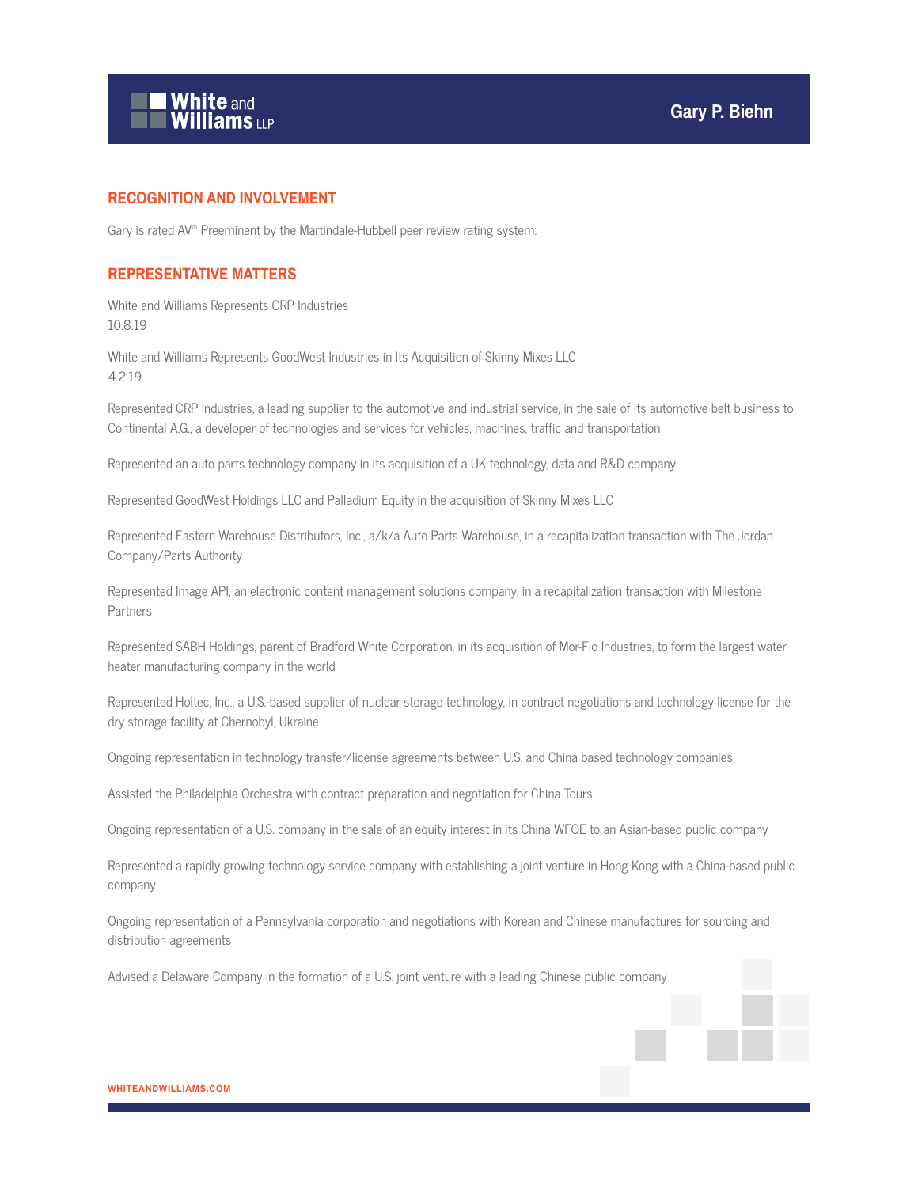## RECOGNITION AND INVOLVEMENT

Gary is rated AV® Preeminent by the Martindale-Hubbell peer review rating system.

## REPRESENTATIVE MATTERS

White and Williams Represents CRP Industries
10.8.19

White and Williams Represents GoodWest Industries in Its Acquisition of Skinny Mixes LLC
4.2.19

Represented CRP Industries, a leading supplier to the automotive and industrial service, in the sale of its automotive belt business to Continental A.G., a developer of technologies and services for vehicles, machines, traffic and transportation

Represented an auto parts technology company in its acquisition of a UK technology, data and R&D company

Represented GoodWest Holdings LLC and Palladium Equity in the acquisition of Skinny Mixes LLC

Represented Eastern Warehouse Distributors, Inc., a/k/a Auto Parts Warehouse, in a recapitalization transaction with The Jordan Company/Parts Authority

Represented Image API, an electronic content management solutions company, in a recapitalization transaction with Milestone Partners

Represented SABH Holdings, parent of Bradford White Corporation, in its acquisition of Mor-Flo Industries, to form the largest water heater manufacturing company in the world

Represented Holtec, Inc., a U.S.-based supplier of nuclear storage technology, in contract negotiations and technology license for the dry storage facility at Chernobyl, Ukraine

Ongoing representation in technology transfer/license agreements between U.S. and China based technology companies

Assisted the Philadelphia Orchestra with contract preparation and negotiation for China Tours

Ongoing representation of a U.S. company in the sale of an equity interest in its China WFOE to an Asian-based public company

Represented a rapidly growing technology service company with establishing a joint venture in Hong Kong with a China-based public company

Ongoing representation of a Pennsylvania corporation and negotiations with Korean and Chinese manufactures for sourcing and distribution agreements

Advised a Delaware Company in the formation of a U.S. joint venture with a leading Chinese public company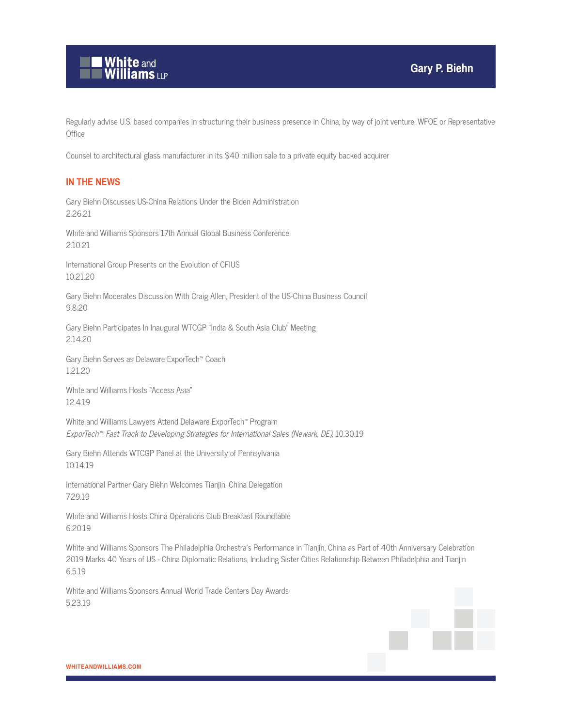Regularly advise U.S. based companies in structuring their business presence in China, by way of joint venture, WFOE or Representative Office

Counsel to architectural glass manufacturer in its $40 million sale to a private equity backed acquirer

## IN THE NEWS

Gary Biehn Discusses US-China Relations Under the Biden Administration
2.26.21

White and Williams Sponsors 17th Annual Global Business Conference
2.10.21

International Group Presents on the Evolution of CFIUS
10.21.20

Gary Biehn Moderates Discussion With Craig Allen, President of the US-China Business Council
9.8.20

Gary Biehn Participates In Inaugural WTCGP "India & South Asia Club" Meeting
2.14.20

Gary Biehn Serves as Delaware ExporTech™ Coach
1.21.20

White and Williams Hosts "Access Asia"
12.4.19

White and Williams Lawyers Attend Delaware ExporTech™ Program
*ExporTech™: Fast Track to Developing Strategies for International Sales (Newark, DE)*, 10.30.19

Gary Biehn Attends WTCGP Panel at the University of Pennsylvania
10.14.19

International Partner Gary Biehn Welcomes Tianjin, China Delegation
7.29.19

White and Williams Hosts China Operations Club Breakfast Roundtable
6.20.19

White and Williams Sponsors The Philadelphia Orchestra's Performance in Tianjin, China as Part of 40th Anniversary Celebration
2019 Marks 40 Years of US - China Diplomatic Relations, Including Sister Cities Relationship Between Philadelphia and Tianjin
6.5.19

White and Williams Sponsors Annual World Trade Centers Day Awards
5.23.19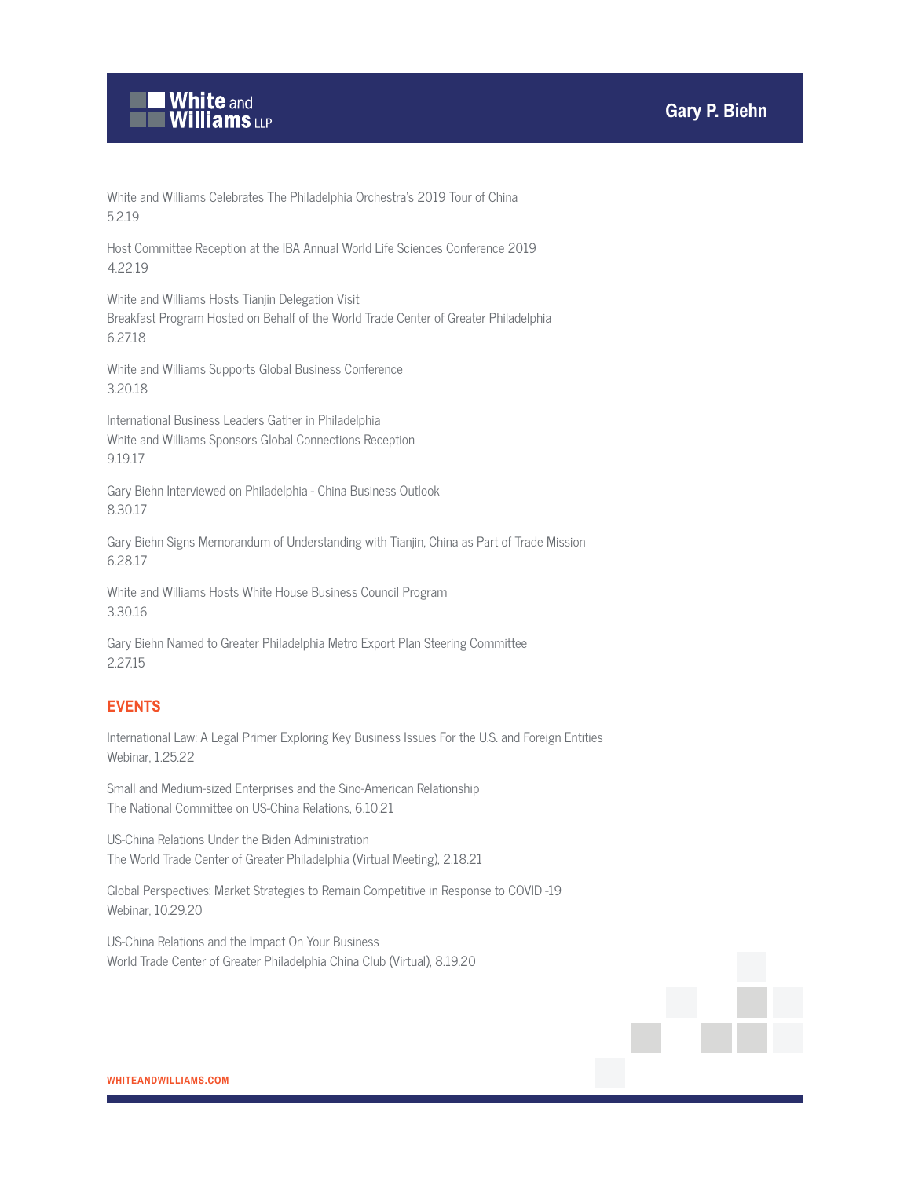White and Williams Celebrates The Philadelphia Orchestra's 2019 Tour of China
5.2.19

Host Committee Reception at the IBA Annual World Life Sciences Conference 2019
4.22.19

White and Williams Hosts Tianjin Delegation Visit
Breakfast Program Hosted on Behalf of the World Trade Center of Greater Philadelphia
6.27.18

White and Williams Supports Global Business Conference
3.20.18

International Business Leaders Gather in Philadelphia
White and Williams Sponsors Global Connections Reception
9.19.17

Gary Biehn Interviewed on Philadelphia - China Business Outlook
8.30.17

Gary Biehn Signs Memorandum of Understanding with Tianjin, China as Part of Trade Mission
6.28.17

White and Williams Hosts White House Business Council Program
3.30.16

Gary Biehn Named to Greater Philadelphia Metro Export Plan Steering Committee
2.27.15

## EVENTS

International Law: A Legal Primer Exploring Key Business Issues For the U.S. and Foreign Entities
Webinar, 1.25.22

Small and Medium-sized Enterprises and the Sino-American Relationship
The National Committee on US-China Relations, 6.10.21

US-China Relations Under the Biden Administration
The World Trade Center of Greater Philadelphia (Virtual Meeting), 2.18.21

Global Perspectives: Market Strategies to Remain Competitive in Response to COVID -19
Webinar, 10.29.20

US-China Relations and the Impact On Your Business
World Trade Center of Greater Philadelphia China Club (Virtual), 8.19.20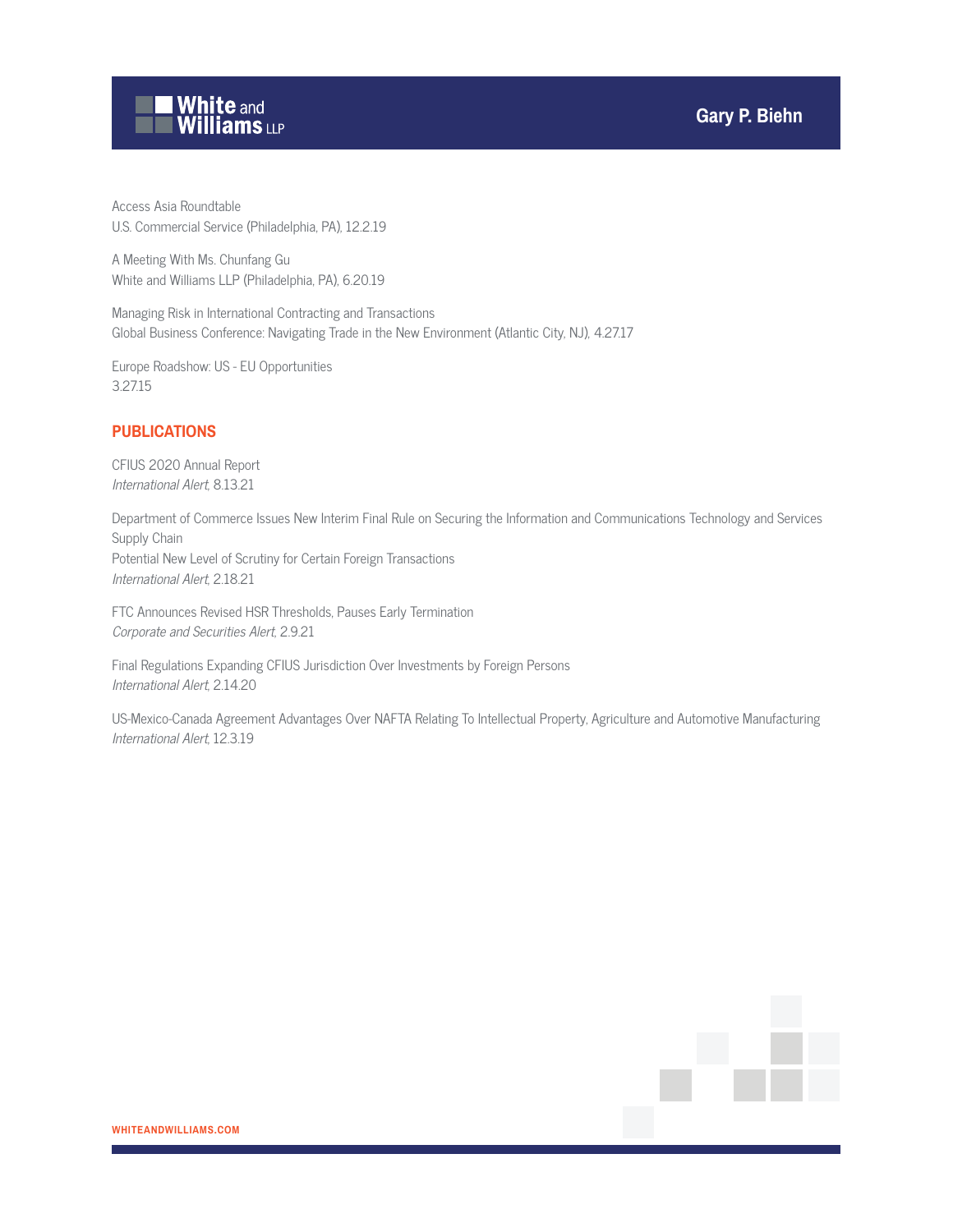Access Asia Roundtable
U.S. Commercial Service (Philadelphia, PA), 12.2.19

A Meeting With Ms. Chunfang Gu
White and Williams LLP (Philadelphia, PA), 6.20.19

Managing Risk in International Contracting and Transactions
Global Business Conference: Navigating Trade in the New Environment (Atlantic City, NJ), 4.27.17

Europe Roadshow: US - EU Opportunities
3.27.15

## PUBLICATIONS

CFIUS 2020 Annual Report
*International Alert*, 8.13.21

Department of Commerce Issues New Interim Final Rule on Securing the Information and Communications Technology and Services Supply Chain
Potential New Level of Scrutiny for Certain Foreign Transactions
*International Alert*, 2.18.21

FTC Announces Revised HSR Thresholds, Pauses Early Termination
*Corporate and Securities Alert*, 2.9.21

Final Regulations Expanding CFIUS Jurisdiction Over Investments by Foreign Persons
*International Alert*, 2.14.20

US-Mexico-Canada Agreement Advantages Over NAFTA Relating To Intellectual Property, Agriculture and Automotive Manufacturing
*International Alert*, 12.3.19